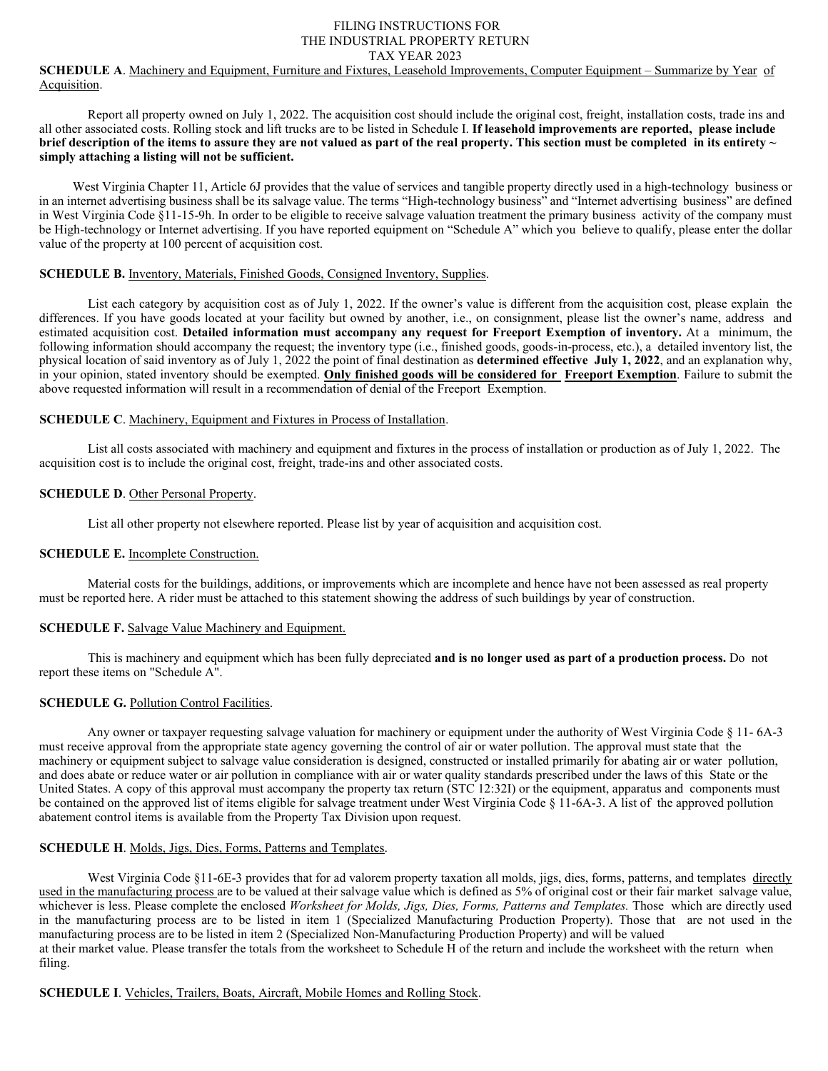# FILING INSTRUCTIONS FOR THE INDUSTRIAL PROPERTY RETURN TAX YEAR 2023

**SCHEDULE A**. Machinery and Equipment, Furniture and Fixtures, Leasehold Improvements, Computer Equipment – Summarize by Year of Acquisition.

Report all property owned on July 1, 2022. The acquisition cost should include the original cost, freight, installation costs, trade ins and all other associated costs. Rolling stock and lift trucks are to be listed in Schedule I. **If leasehold improvements are reported, please include brief description of the items to assure they are not valued as part of the real property. This section must be completed in its entirety ~ simply attaching a listing will not be sufficient.**

West Virginia Chapter 11, Article 6J provides that the value of services and tangible property directly used in a high-technology business or in an internet advertising business shall be its salvage value. The terms "High-technology business" and "Internet advertising business" are defined in West Virginia Code §11-15-9h. In order to be eligible to receive salvage valuation treatment the primary business activity of the company must be High-technology or Internet advertising. If you have reported equipment on "Schedule A" which you believe to qualify, please enter the dollar value of the property at 100 percent of acquisition cost.

**SCHEDULE B.** Inventory, Materials, Finished Goods, Consigned Inventory, Supplies.

List each category by acquisition cost as of July 1, 2022. If the owner's value is different from the acquisition cost, please explain the differences. If you have goods located at your facility but owned by another, i.e., on consignment, please list the owner's name, address and estimated acquisition cost. **Detailed information must accompany any request for Freeport Exemption of inventory.** At a minimum, the following information should accompany the request; the inventory type (i.e., finished goods, goods-in-process, etc.), a detailed inventory list, the physical location of said inventory as of July 1, 2022 the point of final destination as **determined effective July 1, 2022**, and an explanation why, in your opinion, stated inventory should be exempted. **Only finished goods will be considered for Freeport Exemption**. Failure to submit the above requested information will result in a recommendation of denial of the Freeport Exemption.

**SCHEDULE C**. Machinery, Equipment and Fixtures in Process of Installation.

List all costs associated with machinery and equipment and fixtures in the process of installation or production as of July 1, 2022. The acquisition cost is to include the original cost, freight, trade-ins and other associated costs.

**SCHEDULE D**. Other Personal Property.

List all other property not elsewhere reported. Please list by year of acquisition and acquisition cost.

**SCHEDULE E.** Incomplete Construction.

Material costs for the buildings, additions, or improvements which are incomplete and hence have not been assessed as real property must be reported here. A rider must be attached to this statement showing the address of such buildings by year of construction.

**SCHEDULE F.** Salvage Value Machinery and Equipment.

This is machinery and equipment which has been fully depreciated **and is no longer used as part of a production process.** Do not report these items on "Schedule A".

**SCHEDULE G.** Pollution Control Facilities.

Any owner or taxpayer requesting salvage valuation for machinery or equipment under the authority of West Virginia Code § 11- 6A-3 must receive approval from the appropriate state agency governing the control of air or water pollution. The approval must state that the machinery or equipment subject to salvage value consideration is designed, constructed or installed primarily for abating air or water pollution, and does abate or reduce water or air pollution in compliance with air or water quality standards prescribed under the laws of this State or the United States. A copy of this approval must accompany the property tax return (STC 12:32I) or the equipment, apparatus and components must be contained on the approved list of items eligible for salvage treatment under West Virginia Code § 11-6A-3. A list of the approved pollution abatement control items is available from the Property Tax Division upon request.

**SCHEDULE H**. Molds, Jigs, Dies, Forms, Patterns and Templates.

West Virginia Code §11-6E-3 provides that for ad valorem property taxation all molds, jigs, dies, forms, patterns, and templates directly used in the manufacturing process are to be valued at their salvage value which is defined as 5% of original cost or their fair market salvage value, whichever is less. Please complete the enclosed *Worksheet for Molds, Jigs, Dies, Forms, Patterns and Templates.* Those which are directly used in the manufacturing process are to be listed in item 1 (Specialized Manufacturing Production Property). Those that are not used in the manufacturing process are to be listed in item 2 (Specialized Non-Manufacturing Production Property) and will be valued at their market value. Please transfer the totals from the worksheet to Schedule H of the return and include the worksheet with the return when filing.

**SCHEDULE I**. Vehicles, Trailers, Boats, Aircraft, Mobile Homes and Rolling Stock.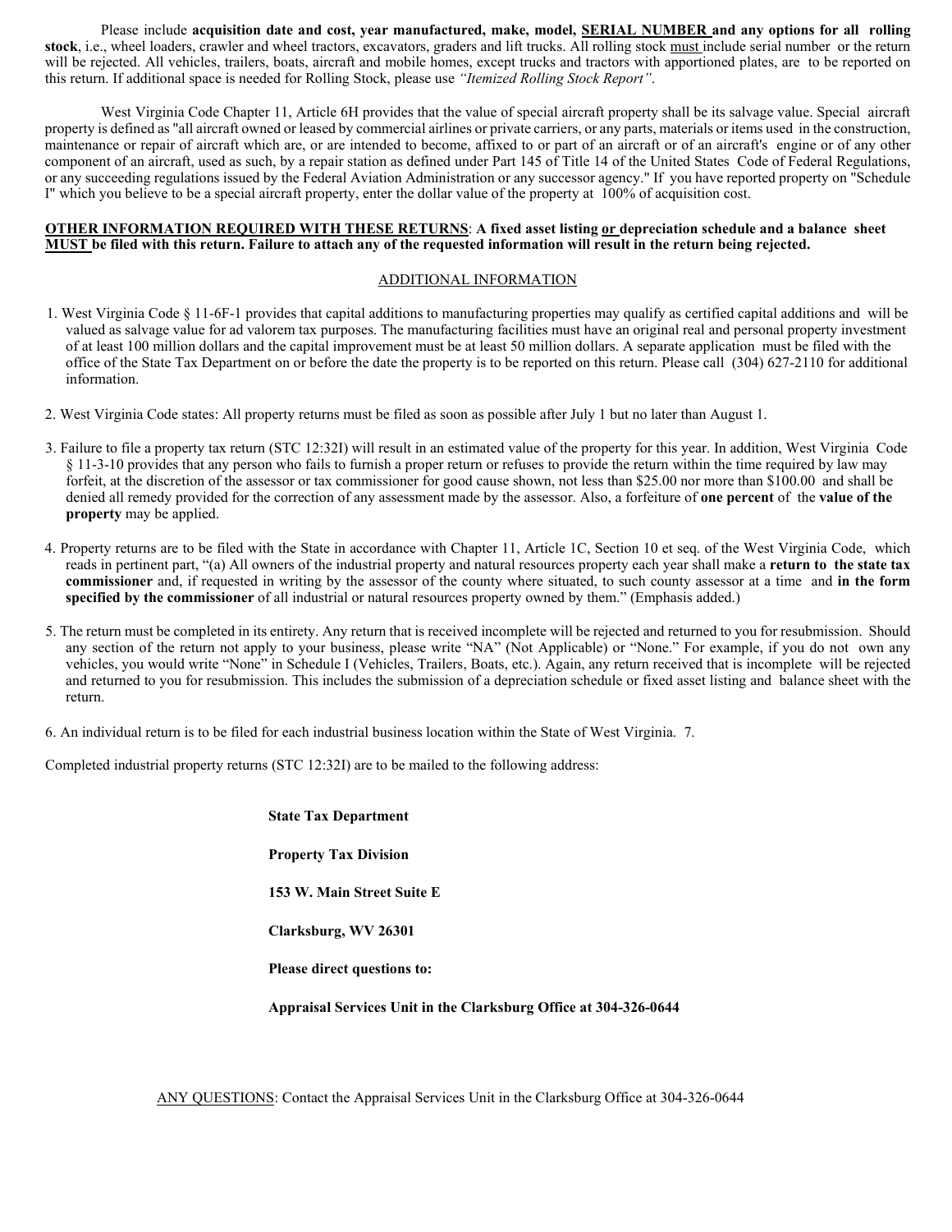Please include **acquisition date and cost, year manufactured, make, model, SERIAL NUMBER and any options for all rolling stock**, i.e., wheel loaders, crawler and wheel tractors, excavators, graders and lift trucks. All rolling stock must include serial number or the return will be rejected. All vehicles, trailers, boats, aircraft and mobile homes, except trucks and tractors with apportioned plates, are to be reported on this return. If additional space is needed for Rolling Stock, please use *"Itemized Rolling Stock Report"*.

West Virginia Code Chapter 11, Article 6H provides that the value of special aircraft property shall be its salvage value. Special aircraft property is defined as "all aircraft owned or leased by commercial airlines or private carriers, or any parts, materials or items used in the construction, maintenance or repair of aircraft which are, or are intended to become, affixed to or part of an aircraft or of an aircraft's engine or of any other component of an aircraft, used as such, by a repair station as defined under Part 145 of Title 14 of the United States Code of Federal Regulations, or any succeeding regulations issued by the Federal Aviation Administration or any successor agency." If you have reported property on "Schedule I" which you believe to be a special aircraft property, enter the dollar value of the property at 100% of acquisition cost.

**OTHER INFORMATION REQUIRED WITH THESE RETURNS: A fixed asset listing or depreciation schedule and a balance sheet MUST be filed with this return. Failure to attach any of the requested information will result in the return being rejected.**

## ADDITIONAL INFORMATION

1. West Virginia Code § 11-6F-1 provides that capital additions to manufacturing properties may qualify as certified capital additions and will be valued as salvage value for ad valorem tax purposes. The manufacturing facilities must have an original real and personal property investment of at least 100 million dollars and the capital improvement must be at least 50 million dollars. A separate application must be filed with the office of the State Tax Department on or before the date the property is to be reported on this return. Please call (304) 627-2110 for additional information.

2. West Virginia Code states: All property returns must be filed as soon as possible after July 1 but no later than August 1.

3. Failure to file a property tax return (STC 12:32I) will result in an estimated value of the property for this year. In addition, West Virginia Code § 11-3-10 provides that any person who fails to furnish a proper return or refuses to provide the return within the time required by law may forfeit, at the discretion of the assessor or tax commissioner for good cause shown, not less than $25.00 nor more than $100.00 and shall be denied all remedy provided for the correction of any assessment made by the assessor. Also, a forfeiture of **one percent** of the **value of the property** may be applied.

4. Property returns are to be filed with the State in accordance with Chapter 11, Article 1C, Section 10 et seq. of the West Virginia Code, which reads in pertinent part, "(a) All owners of the industrial property and natural resources property each year shall make a **return to the state tax commissioner** and, if requested in writing by the assessor of the county where situated, to such county assessor at a time and **in the form specified by the commissioner** of all industrial or natural resources property owned by them." (Emphasis added.)

5. The return must be completed in its entirety. Any return that is received incomplete will be rejected and returned to you for resubmission. Should any section of the return not apply to your business, please write "NA" (Not Applicable) or "None." For example, if you do not own any vehicles, you would write "None" in Schedule I (Vehicles, Trailers, Boats, etc.). Again, any return received that is incomplete will be rejected and returned to you for resubmission. This includes the submission of a depreciation schedule or fixed asset listing and balance sheet with the return.

6. An individual return is to be filed for each industrial business location within the State of West Virginia. 7.

Completed industrial property returns (STC 12:32I) are to be mailed to the following address:

**State Tax Department**

**Property Tax Division**

**153 W. Main Street Suite E**

**Clarksburg, WV 26301**

**Please direct questions to:**

**Appraisal Services Unit in the Clarksburg Office at 304-326-0644**

ANY QUESTIONS: Contact the Appraisal Services Unit in the Clarksburg Office at 304-326-0644